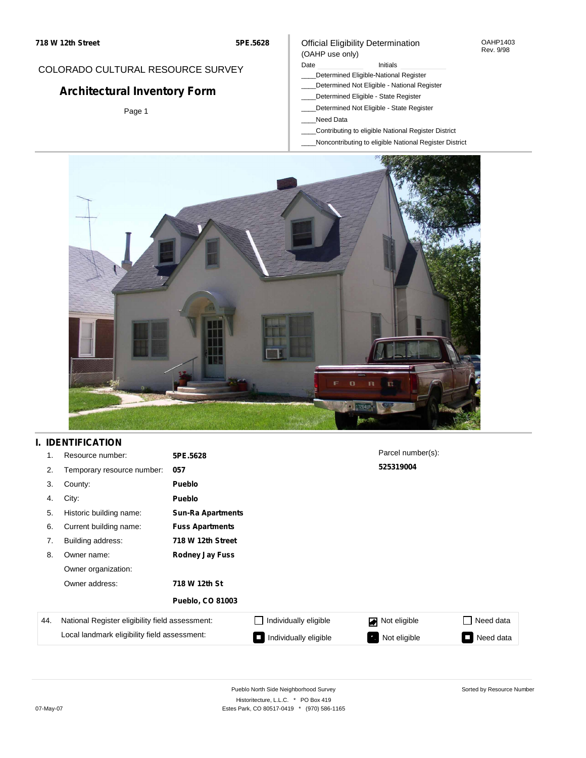718 W 12th Street

5PE.5628

COLORADO CULTURAL RESOURCE SURVEY

# Architectural Inventory Form

Official Eligibility Determination
(OAHP use only)

OAHP1403
Rev. 9/98

Date ______ Initials ______

____Determined Eligible-National Register
____Determined Not Eligible - National Register
____Determined Eligible - State Register
____Determined Not Eligible - State Register
____Need Data
____Contributing to eligible National Register District
____Noncontributing to eligible National Register District

## I. IDENTIFICATION

| | | |
|---|---|---|
| 1. | Resource number: | **5PE.5628** |
| 2. | Temporary resource number: | **057** |
| 3. | County: | **Pueblo** |
| 4. | City: | **Pueblo** |
| 5. | Historic building name: | **Sun-Ra Apartments** |
| 6. | Current building name: | **Fuss Apartments** |
| 7. | Building address: | **718 W 12th Street** |
| 8. | Owner name: | **Rodney Jay Fuss** |
| | Owner organization: | |
| | Owner address: | **718 W 12th St** |
| | | **Pueblo, CO 81003** |

Parcel number(s):
**525319004**

| 44. | | | | |
|---|---|---|---|---|
| National Register eligibility field assessment: | ☐ Individually eligible | ☑ Not eligible | ☐ Need data |
| Local landmark eligibility field assessment: | ☐ Individually eligible | ☐ Not eligible | ☐ Need data |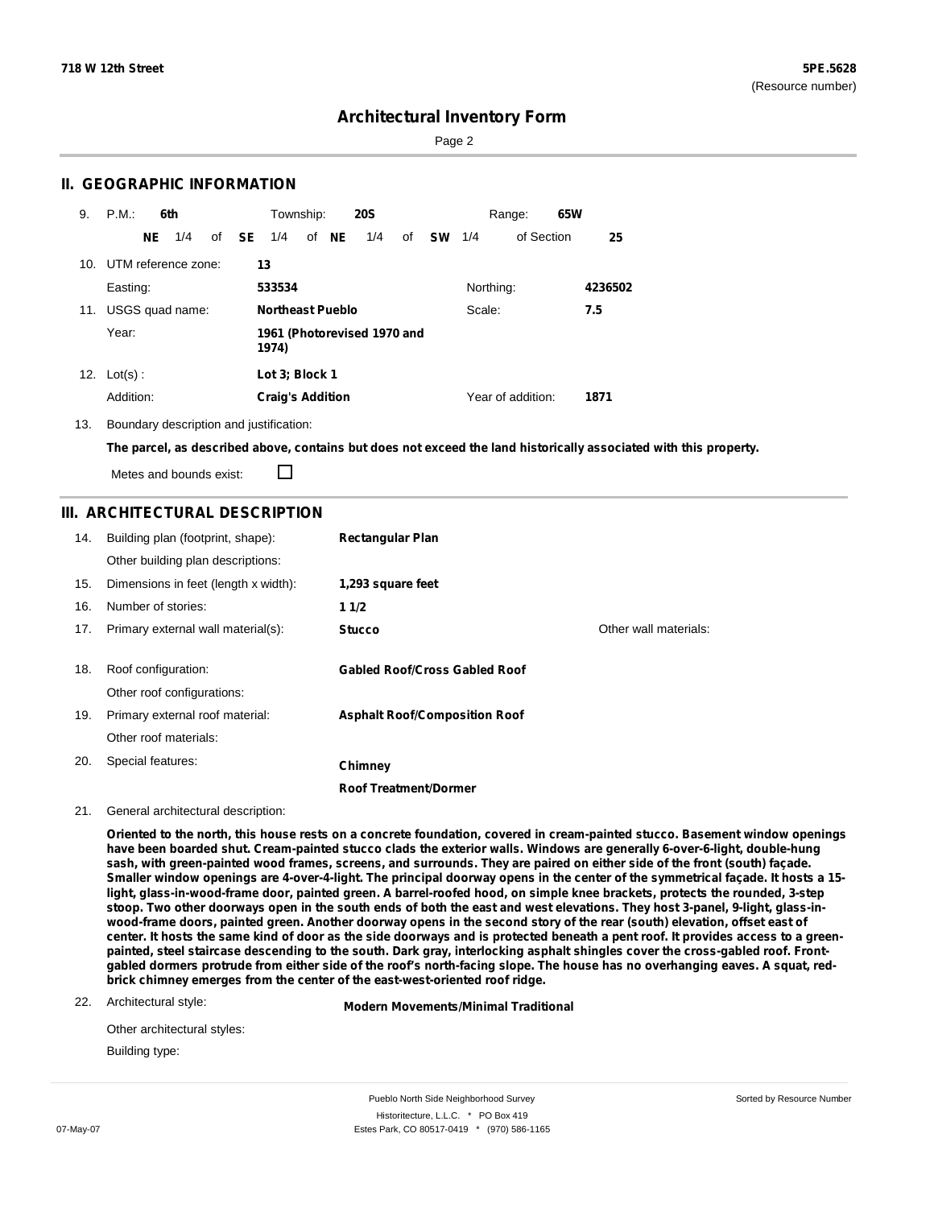**718 W 12th Street** **5PE.5628**
(Resource number)

# Architectural Inventory Form

## II. GEOGRAPHIC INFORMATION

9. P.M.: **6th** Township: **20S** Range: **65W**

**NE** 1/4 of **SE** 1/4 of **NE** 1/4 of **SW** 1/4 of Section **25**

10. UTM reference zone: **13**

Easting: **533534** Northing: **4236502**

11. USGS quad name: **Northeast Pueblo** Scale: **7.5**

Year: **1961 (Photorevised 1970 and 1974)**

12. Lot(s): **Lot 3; Block 1**

Addition: **Craig's Addition** Year of addition: **1871**

13. Boundary description and justification:

**The parcel, as described above, contains but does not exceed the land historically associated with this property.**

Metes and bounds exist: ☐

## III. ARCHITECTURAL DESCRIPTION

14. Building plan (footprint, shape): **Rectangular Plan**

Other building plan descriptions:

15. Dimensions in feet (length x width): **1,293 square feet**

16. Number of stories: **1 1/2**

17. Primary external wall material(s): **Stucco** Other wall materials:

18. Roof configuration: **Gabled Roof/Cross Gabled Roof**

Other roof configurations:

19. Primary external roof material: **Asphalt Roof/Composition Roof**

Other roof materials:

20. Special features: **Chimney**

**Roof Treatment/Dormer**

21. General architectural description:

**Oriented to the north, this house rests on a concrete foundation, covered in cream-painted stucco. Basement window openings have been boarded shut. Cream-painted stucco clads the exterior walls. Windows are generally 6-over-6-light, double-hung sash, with green-painted wood frames, screens, and surrounds. They are paired on either side of the front (south) façade. Smaller window openings are 4-over-4-light. The principal doorway opens in the center of the symmetrical façade. It hosts a 15-light, glass-in-wood-frame door, painted green. A barrel-roofed hood, on simple knee brackets, protects the rounded, 3-step stoop. Two other doorways open in the south ends of both the east and west elevations. They host 3-panel, 9-light, glass-in-wood-frame doors, painted green. Another doorway opens in the second story of the rear (south) elevation, offset east of center. It hosts the same kind of door as the side doorways and is protected beneath a pent roof. It provides access to a green-painted, steel staircase descending to the south. Dark gray, interlocking asphalt shingles cover the cross-gabled roof. Front-gabled dormers protrude from either side of the roof's north-facing slope. The house has no overhanging eaves. A squat, red-brick chimney emerges from the center of the east-west-oriented roof ridge.**

22. Architectural style: **Modern Movements/Minimal Traditional**

Other architectural styles:

Building type: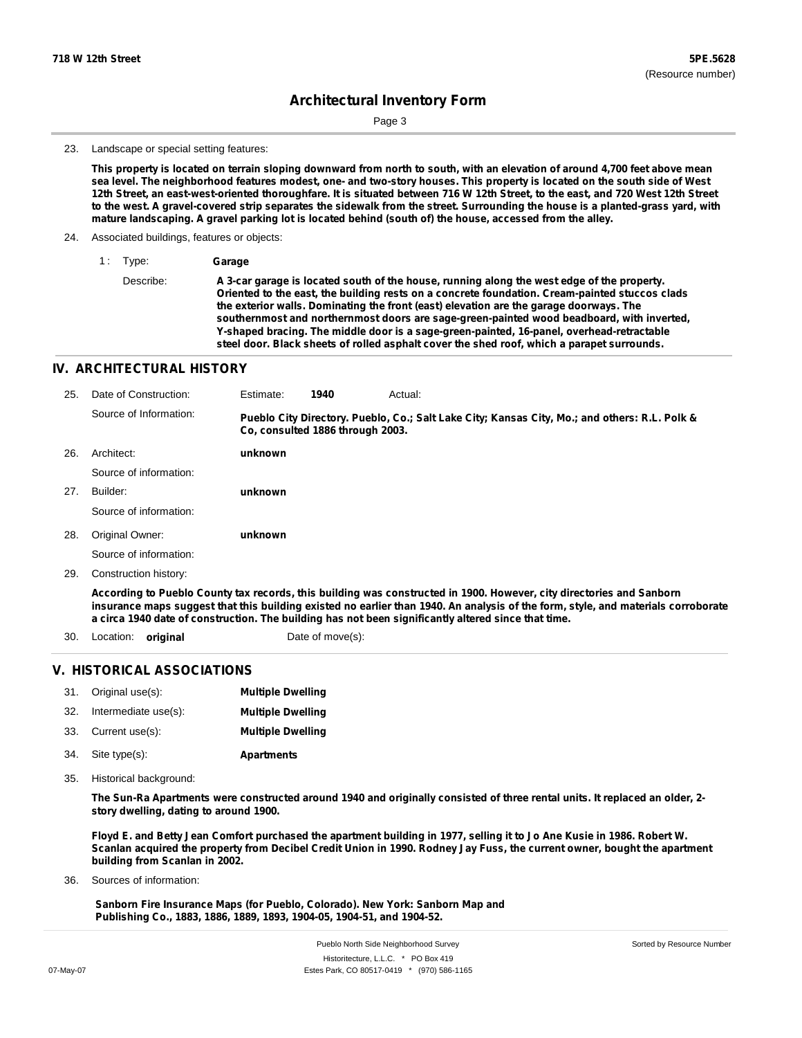## Architectural Inventory Form

23. Landscape or special setting features:

**This property is located on terrain sloping downward from north to south, with an elevation of around 4,700 feet above mean sea level. The neighborhood features modest, one- and two-story houses. This property is located on the south side of West 12th Street, an east-west-oriented thoroughfare. It is situated between 716 W 12th Street, to the east, and 720 West 12th Street to the west. A gravel-covered strip separates the sidewalk from the street. Surrounding the house is a planted-grass yard, with mature landscaping. A gravel parking lot is located behind (south of) the house, accessed from the alley.**

24. Associated buildings, features or objects:

1 : Type: **Garage**

Describe: **A 3-car garage is located south of the house, running along the west edge of the property. Oriented to the east, the building rests on a concrete foundation. Cream-painted stuccos clads the exterior walls. Dominating the front (east) elevation are the garage doorways. The southernmost and northernmost doors are sage-green-painted wood beadboard, with inverted, Y-shaped bracing. The middle door is a sage-green-painted, 16-panel, overhead-retractable steel door. Black sheets of rolled asphalt cover the shed roof, which a parapet surrounds.**

## IV. ARCHITECTURAL HISTORY

25. Date of Construction: Estimate: **1940** Actual:

Source of Information: **Pueblo City Directory. Pueblo, Co.; Salt Lake City; Kansas City, Mo.; and others: R.L. Polk & Co, consulted 1886 through 2003.**

26. Architect: **unknown**

Source of information:

27. Builder: **unknown**

Source of information:

28. Original Owner: **unknown**

Source of information:

29. Construction history:

**According to Pueblo County tax records, this building was constructed in 1900. However, city directories and Sanborn insurance maps suggest that this building existed no earlier than 1940. An analysis of the form, style, and materials corroborate a circa 1940 date of construction. The building has not been significantly altered since that time.**

30. Location: **original** Date of move(s):

## V. HISTORICAL ASSOCIATIONS

31. Original use(s): **Multiple Dwelling**
32. Intermediate use(s): **Multiple Dwelling**
33. Current use(s): **Multiple Dwelling**
34. Site type(s): **Apartments**
35. Historical background:

**The Sun-Ra Apartments were constructed around 1940 and originally consisted of three rental units. It replaced an older, 2-story dwelling, dating to around 1900.**

**Floyd E. and Betty Jean Comfort purchased the apartment building in 1977, selling it to Jo Ane Kusie in 1986. Robert W. Scanlan acquired the property from Decibel Credit Union in 1990. Rodney Jay Fuss, the current owner, bought the apartment building from Scanlan in 2002.**

36. Sources of information:

**Sanborn Fire Insurance Maps (for Pueblo, Colorado). New York: Sanborn Map and Publishing Co., 1883, 1886, 1889, 1893, 1904-05, 1904-51, and 1904-52.**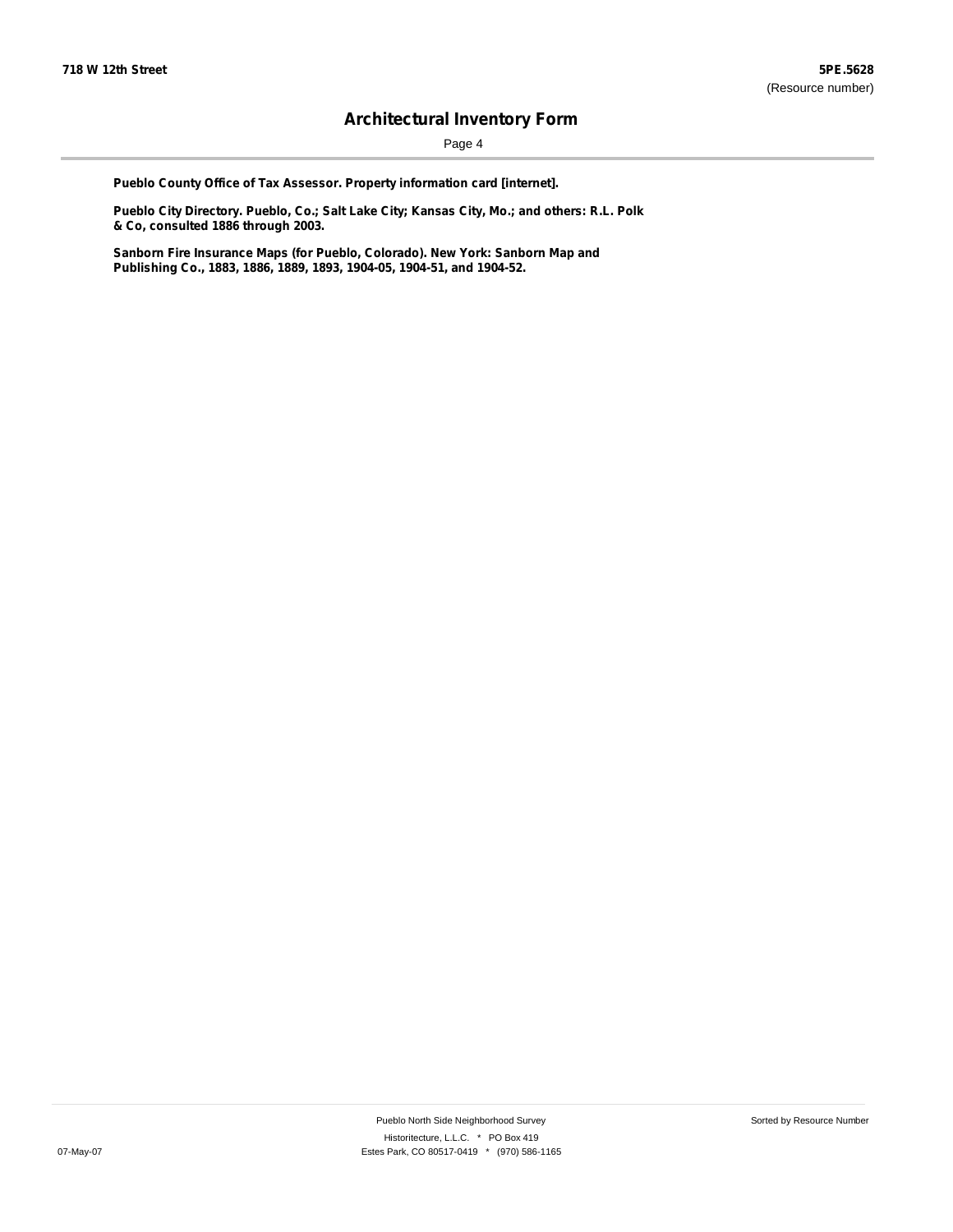**Pueblo County Office of Tax Assessor. Property information card [internet].**

**Pueblo City Directory. Pueblo, Co.; Salt Lake City; Kansas City, Mo.; and others: R.L. Polk & Co, consulted 1886 through 2003.**

**Sanborn Fire Insurance Maps (for Pueblo, Colorado). New York: Sanborn Map and Publishing Co., 1883, 1886, 1889, 1893, 1904-05, 1904-51, and 1904-52.**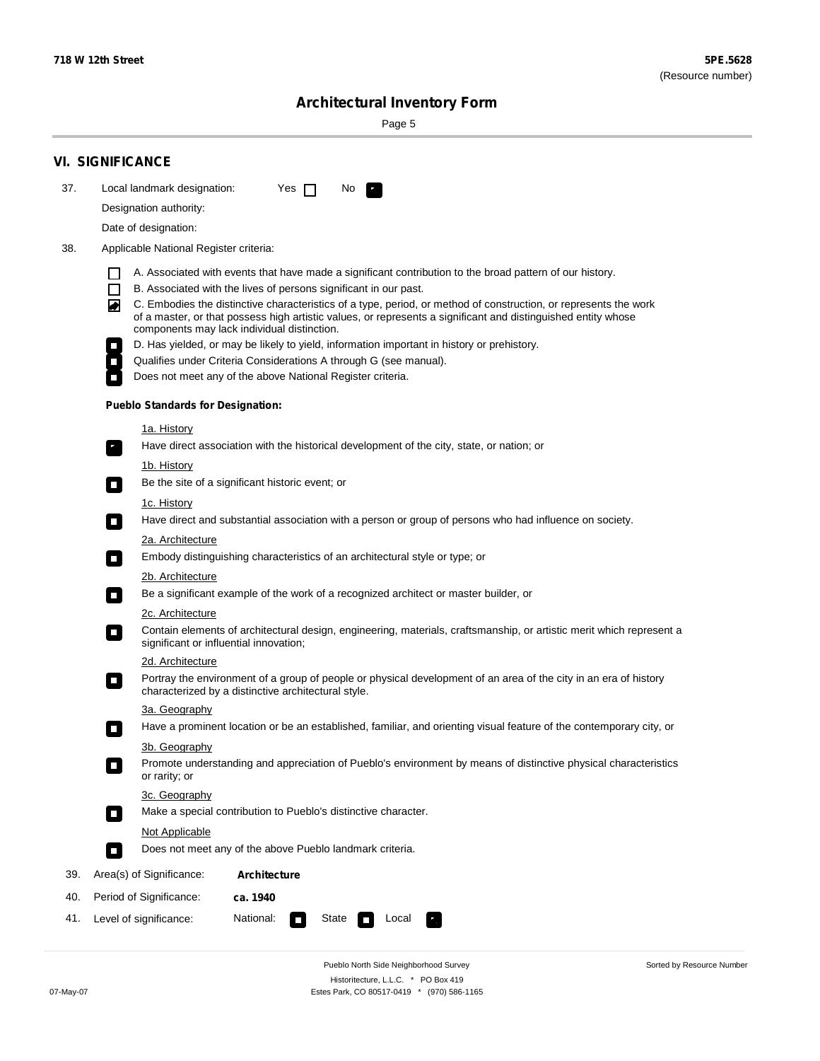## VI. SIGNIFICANCE

37. Local landmark designation: Yes ☐ No ☑

Designation authority:

Date of designation:

38. Applicable National Register criteria:

☐ A. Associated with events that have made a significant contribution to the broad pattern of our history.

☐ B. Associated with the lives of persons significant in our past.

☑ C. Embodies the distinctive characteristics of a type, period, or method of construction, or represents the work of a master, or that possess high artistic values, or represents a significant and distinguished entity whose components may lack individual distinction.

☐ D. Has yielded, or may be likely to yield, information important in history or prehistory.

☐ Qualifies under Criteria Considerations A through G (see manual).

☐ Does not meet any of the above National Register criteria.

**Pueblo Standards for Designation:**

1a. History

☑ Have direct association with the historical development of the city, state, or nation; or

1b. History

☐ Be the site of a significant historic event; or

1c. History

☐ Have direct and substantial association with a person or group of persons who had influence on society.

2a. Architecture

☐ Embody distinguishing characteristics of an architectural style or type; or

2b. Architecture

☐ Be a significant example of the work of a recognized architect or master builder, or

2c. Architecture

☐ Contain elements of architectural design, engineering, materials, craftsmanship, or artistic merit which represent a significant or influential innovation;

2d. Architecture

☐ Portray the environment of a group of people or physical development of an area of the city in an era of history characterized by a distinctive architectural style.

3a. Geography

☐ Have a prominent location or be an established, familiar, and orienting visual feature of the contemporary city, or

3b. Geography

☐ Promote understanding and appreciation of Pueblo's environment by means of distinctive physical characteristics or rarity; or

3c. Geography

☐ Make a special contribution to Pueblo's distinctive character.

Not Applicable

☐ Does not meet any of the above Pueblo landmark criteria.

39. Area(s) of Significance: **Architecture**

40. Period of Significance: **ca. 1940**

41. Level of significance: National: ☐ State ☐ Local ☑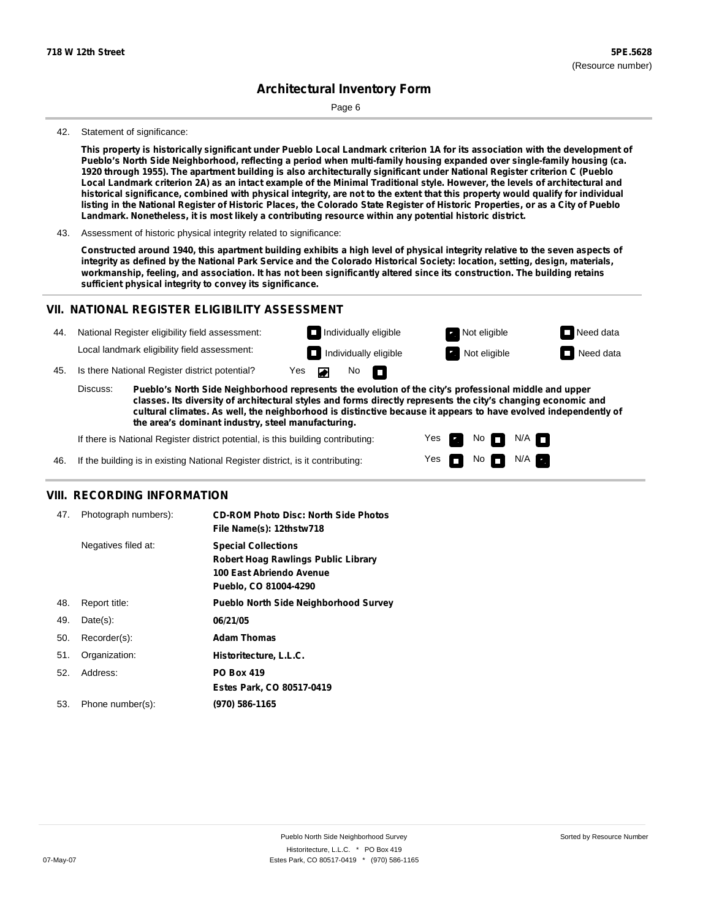42. Statement of significance:

**This property is historically significant under Pueblo Local Landmark criterion 1A for its association with the development of Pueblo's North Side Neighborhood, reflecting a period when multi-family housing expanded over single-family housing (ca. 1920 through 1955). The apartment building is also architecturally significant under National Register criterion C (Pueblo Local Landmark criterion 2A) as an intact example of the Minimal Traditional style. However, the levels of architectural and historical significance, combined with physical integrity, are not to the extent that this property would qualify for individual listing in the National Register of Historic Places, the Colorado State Register of Historic Properties, or as a City of Pueblo Landmark. Nonetheless, it is most likely a contributing resource within any potential historic district.**

43. Assessment of historic physical integrity related to significance:

**Constructed around 1940, this apartment building exhibits a high level of physical integrity relative to the seven aspects of integrity as defined by the National Park Service and the Colorado Historical Society: location, setting, design, materials, workmanship, feeling, and association. It has not been significantly altered since its construction. The building retains sufficient physical integrity to convey its significance.**

## VII. NATIONAL REGISTER ELIGIBILITY ASSESSMENT

44. National Register eligibility field assessment: ☐ Individually eligible ☑ Not eligible ☐ Need data

Local landmark eligibility field assessment: ☐ Individually eligible ☑ Not eligible ☐ Need data

45. Is there National Register district potential? Yes ☑ No ☐

Discuss: **Pueblo's North Side Neighborhood represents the evolution of the city's professional middle and upper classes. Its diversity of architectural styles and forms directly represents the city's changing economic and cultural climates. As well, the neighborhood is distinctive because it appears to have evolved independently of the area's dominant industry, steel manufacturing.**

If there is National Register district potential, is this building contributing: Yes ☑ No ☐ N/A ☐

46. If the building is in existing National Register district, is it contributing: Yes ☐ No ☐ N/A ☑

## VIII. RECORDING INFORMATION

47. Photograph numbers): **CD-ROM Photo Disc: North Side Photos**
**File Name(s): 12thstw718**

Negatives filed at: **Special Collections**
**Robert Hoag Rawlings Public Library**
**100 East Abriendo Avenue**
**Pueblo, CO 81004-4290**

48. Report title: **Pueblo North Side Neighborhood Survey**

49. Date(s): **06/21/05**

50. Recorder(s): **Adam Thomas**

51. Organization: **Historitecture, L.L.C.**

52. Address: **PO Box 419**
**Estes Park, CO 80517-0419**

53. Phone number(s): **(970) 586-1165**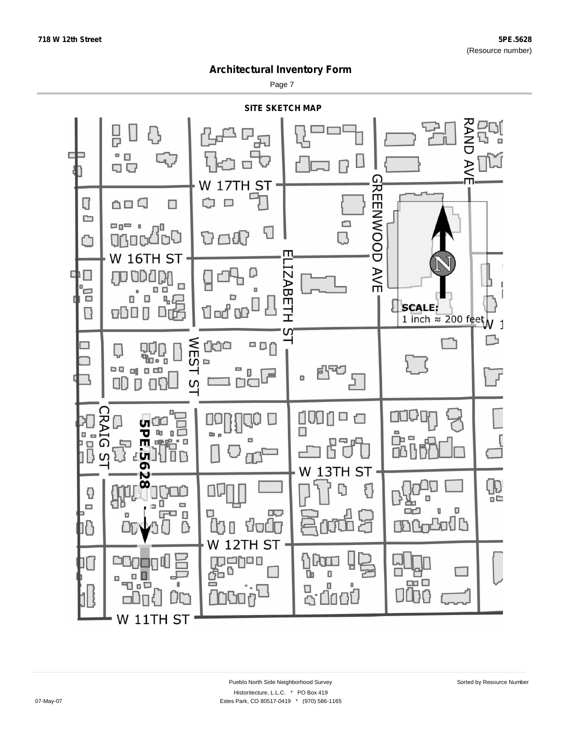## Architectural Inventory Form

### SITE SKETCH MAP

W 17TH ST

W 16TH ST

W 13TH ST

W 12TH ST

W 11TH ST

RAND AVE

GREENWOOD AVE

ELIZABETH ST

WEST ST

CRAIG ST

5PE.5628

**SCALE:**
1 inch ≈ 200 feet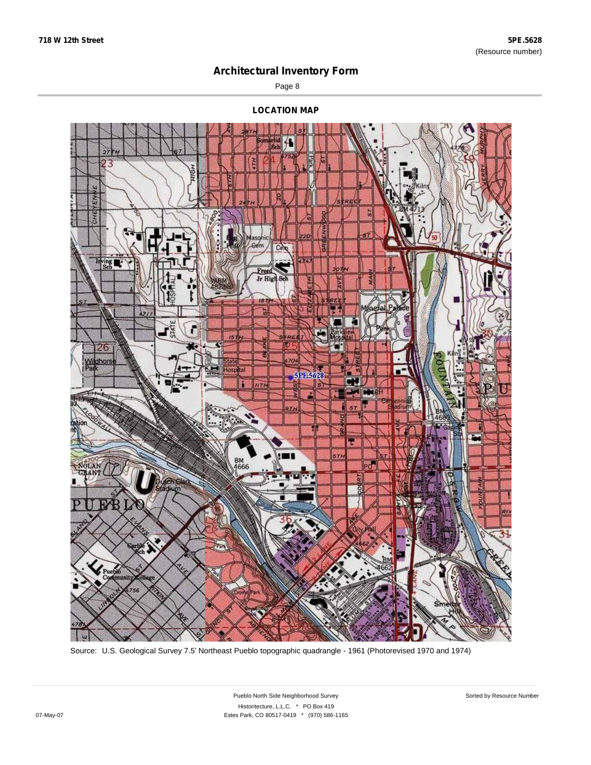## LOCATION MAP

Source: U.S. Geological Survey 7.5' Northeast Pueblo topographic quadrangle - 1961 (Photorevised 1970 and 1974)